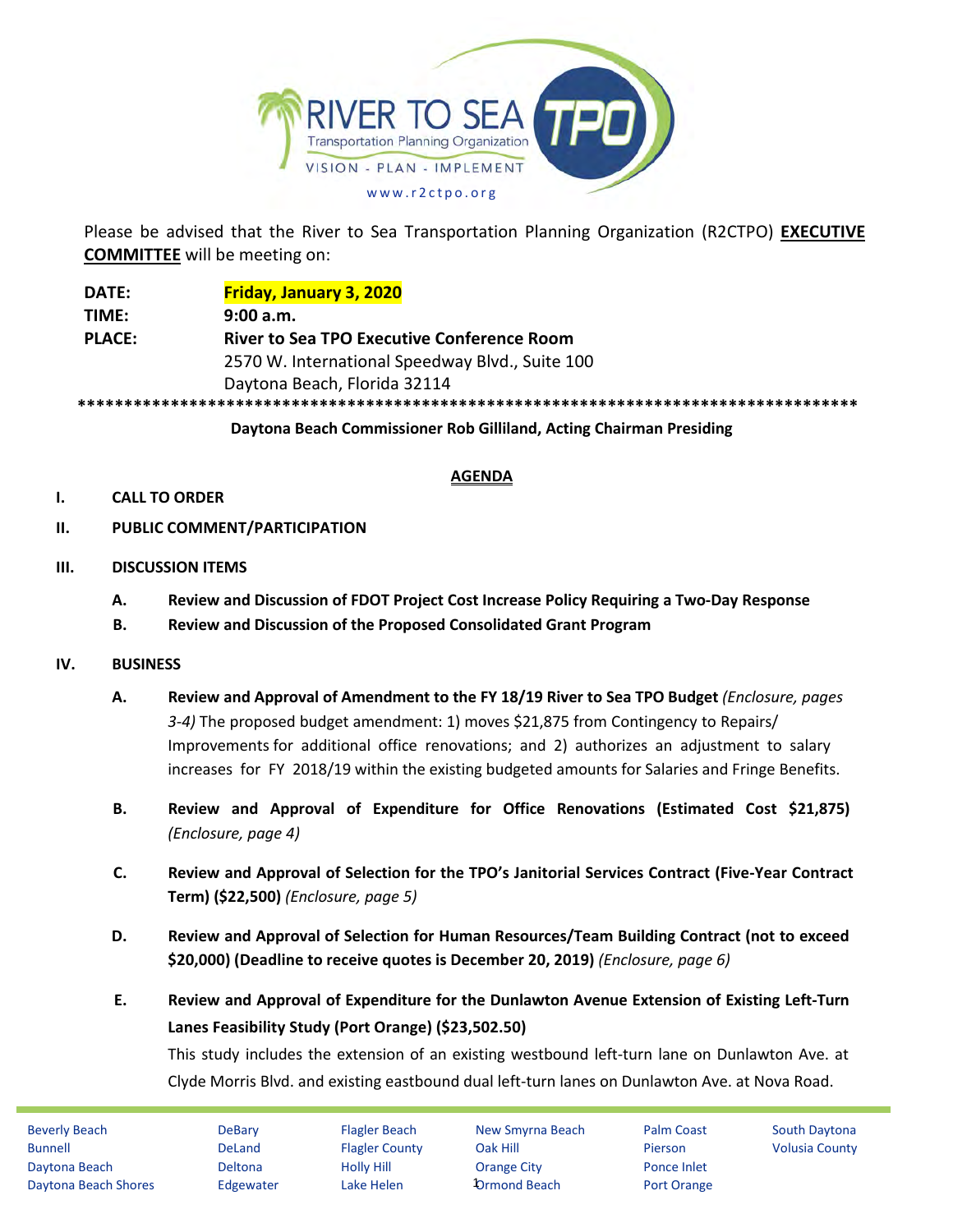RIVER TO SEA TPO

Transportation Planning Organization

VISION - PLAN - IMPLEMENT

www.r2ctpo.org

Please be advised that the River to Sea Transportation Planning Organization (R2CTPO) **EXECUTIVE COMMITTEE** will be meeting on:

**DATE:** **Friday, January 3, 2020**

**TIME:** **9:00 a.m.**

**PLACE:** **River to Sea TPO Executive Conference Room**
2570 W. International Speedway Blvd., Suite 100
Daytona Beach, Florida 32114

\*\*\*\*\*\*\*\*\*\*\*\*\*\*\*\*\*\*\*\*\*\*\*\*\*\*\*\*\*\*\*\*\*\*\*\*\*\*\*\*\*\*\*\*\*\*\*\*\*\*\*\*\*\*\*\*\*\*\*\*\*\*\*\*\*\*\*\*\*\*\*\*\*\*\*\*\*\*\*\*\*\*\*\*

**Daytona Beach Commissioner Rob Gilliland, Acting Chairman Presiding**

## AGENDA

**I. CALL TO ORDER**

**II. PUBLIC COMMENT/PARTICIPATION**

**III. DISCUSSION ITEMS**

**A. Review and Discussion of FDOT Project Cost Increase Policy Requiring a Two-Day Response**

**B. Review and Discussion of the Proposed Consolidated Grant Program**

**IV. BUSINESS**

**A. Review and Approval of Amendment to the FY 18/19 River to Sea TPO Budget** *(Enclosure, pages 3-4)* The proposed budget amendment: 1) moves $21,875 from Contingency to Repairs/Improvements for additional office renovations; and 2) authorizes an adjustment to salary increases for FY 2018/19 within the existing budgeted amounts for Salaries and Fringe Benefits.

**B. Review and Approval of Expenditure for Office Renovations (Estimated Cost $21,875)** *(Enclosure, page 4)*

**C. Review and Approval of Selection for the TPO's Janitorial Services Contract (Five-Year Contract Term) ($22,500)** *(Enclosure, page 5)*

**D. Review and Approval of Selection for Human Resources/Team Building Contract (not to exceed $20,000) (Deadline to receive quotes is December 20, 2019)** *(Enclosure, page 6)*

**E. Review and Approval of Expenditure for the Dunlawton Avenue Extension of Existing Left-Turn Lanes Feasibility Study (Port Orange) ($23,502.50)**

This study includes the extension of an existing westbound left-turn lane on Dunlawton Ave. at Clyde Morris Blvd. and existing eastbound dual left-turn lanes on Dunlawton Ave. at Nova Road.

Beverly Beach, Bunnell, Daytona Beach, Daytona Beach Shores, DeBary, DeLand, Deltona, Edgewater, Flagler Beach, Flagler County, Holly Hill, Lake Helen, New Smyrna Beach, Oak Hill, Orange City, Ormond Beach, Palm Coast, Pierson, Ponce Inlet, Port Orange, South Daytona, Volusia County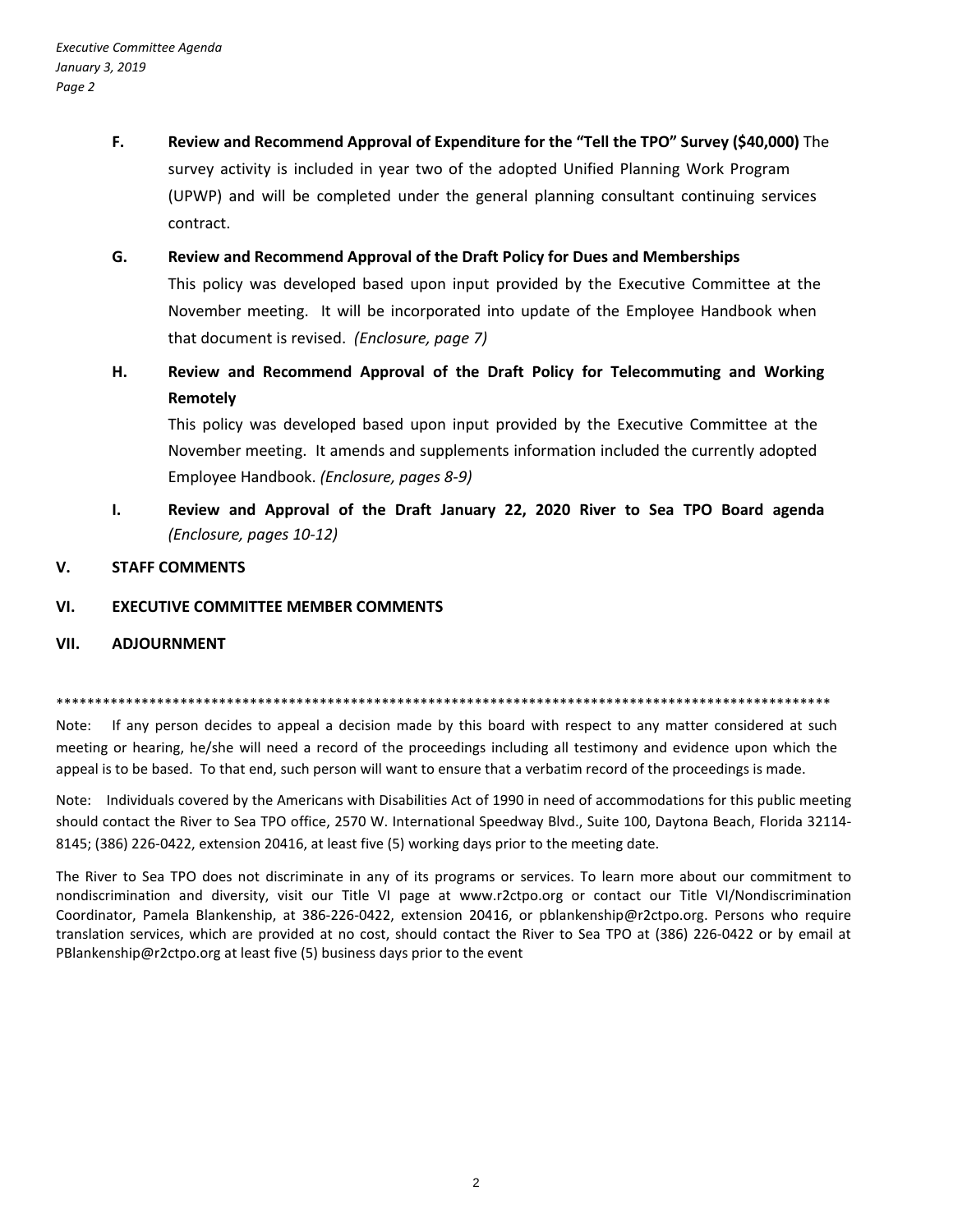**F. Review and Recommend Approval of Expenditure for the "Tell the TPO" Survey ($40,000)** The survey activity is included in year two of the adopted Unified Planning Work Program (UPWP) and will be completed under the general planning consultant continuing services contract.

**G. Review and Recommend Approval of the Draft Policy for Dues and Memberships**

This policy was developed based upon input provided by the Executive Committee at the November meeting. It will be incorporated into update of the Employee Handbook when that document is revised. *(Enclosure, page 7)*

**H. Review and Recommend Approval of the Draft Policy for Telecommuting and Working Remotely**

This policy was developed based upon input provided by the Executive Committee at the November meeting. It amends and supplements information included the currently adopted Employee Handbook. *(Enclosure, pages 8-9)*

**I. Review and Approval of the Draft January 22, 2020 River to Sea TPO Board agenda** *(Enclosure, pages 10-12)*

**V. STAFF COMMENTS**

**VI. EXECUTIVE COMMITTEE MEMBER COMMENTS**

**VII. ADJOURNMENT**

****************************************************************************************************

Note: If any person decides to appeal a decision made by this board with respect to any matter considered at such meeting or hearing, he/she will need a record of the proceedings including all testimony and evidence upon which the appeal is to be based. To that end, such person will want to ensure that a verbatim record of the proceedings is made.

Note: Individuals covered by the Americans with Disabilities Act of 1990 in need of accommodations for this public meeting should contact the River to Sea TPO office, 2570 W. International Speedway Blvd., Suite 100, Daytona Beach, Florida 32114-8145; (386) 226-0422, extension 20416, at least five (5) working days prior to the meeting date.

The River to Sea TPO does not discriminate in any of its programs or services. To learn more about our commitment to nondiscrimination and diversity, visit our Title VI page at www.r2ctpo.org or contact our Title VI/Nondiscrimination Coordinator, Pamela Blankenship, at 386-226-0422, extension 20416, or pblankenship@r2ctpo.org. Persons who require translation services, which are provided at no cost, should contact the River to Sea TPO at (386) 226-0422 or by email at PBlankenship@r2ctpo.org at least five (5) business days prior to the event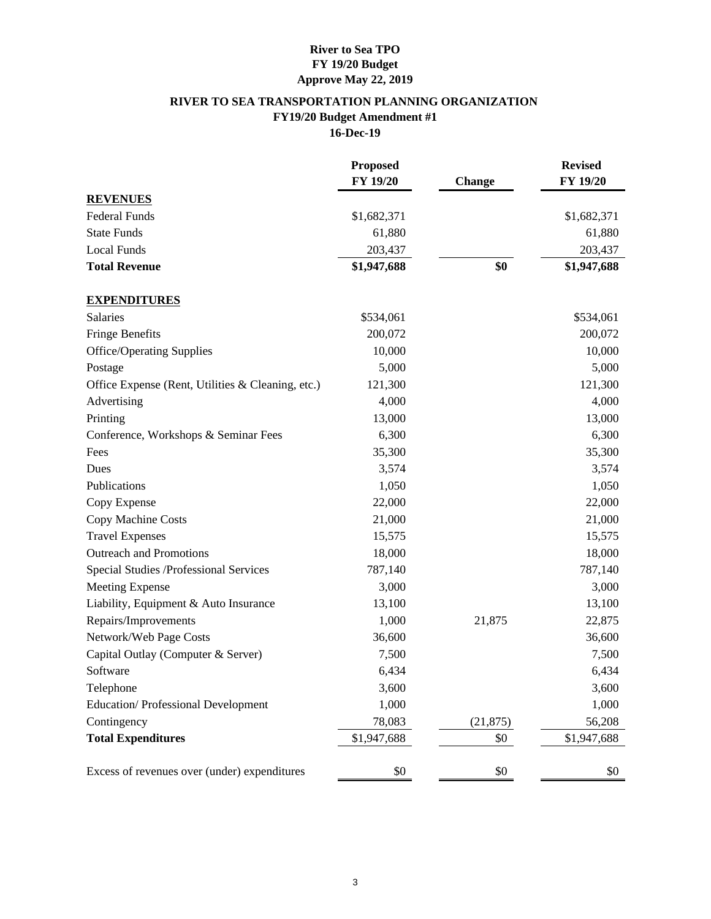**River to Sea TPO**
**FY 19/20 Budget**
**Approve May 22, 2019**

**RIVER TO SEA TRANSPORTATION PLANNING ORGANIZATION**
**FY19/20 Budget Amendment #1**
**16-Dec-19**

| | Proposed FY 19/20 | Change | Revised FY 19/20 |
|---|---|---|---|
| **REVENUES** | | | |
| Federal Funds | $1,682,371 | | $1,682,371 |
| State Funds | 61,880 | | 61,880 |
| Local Funds | 203,437 | | 203,437 |
| **Total Revenue** | **$1,947,688** | **$0** | **$1,947,688** |
| | | | |
| **EXPENDITURES** | | | |
| Salaries | $534,061 | | $534,061 |
| Fringe Benefits | 200,072 | | 200,072 |
| Office/Operating Supplies | 10,000 | | 10,000 |
| Postage | 5,000 | | 5,000 |
| Office Expense (Rent, Utilities & Cleaning, etc.) | 121,300 | | 121,300 |
| Advertising | 4,000 | | 4,000 |
| Printing | 13,000 | | 13,000 |
| Conference, Workshops & Seminar Fees | 6,300 | | 6,300 |
| Fees | 35,300 | | 35,300 |
| Dues | 3,574 | | 3,574 |
| Publications | 1,050 | | 1,050 |
| Copy Expense | 22,000 | | 22,000 |
| Copy Machine Costs | 21,000 | | 21,000 |
| Travel Expenses | 15,575 | | 15,575 |
| Outreach and Promotions | 18,000 | | 18,000 |
| Special Studies /Professional Services | 787,140 | | 787,140 |
| Meeting Expense | 3,000 | | 3,000 |
| Liability, Equipment & Auto Insurance | 13,100 | | 13,100 |
| Repairs/Improvements | 1,000 | 21,875 | 22,875 |
| Network/Web Page Costs | 36,600 | | 36,600 |
| Capital Outlay (Computer & Server) | 7,500 | | 7,500 |
| Software | 6,434 | | 6,434 |
| Telephone | 3,600 | | 3,600 |
| Education/ Professional Development | 1,000 | | 1,000 |
| Contingency | 78,083 | (21,875) | 56,208 |
| **Total Expenditures** | $1,947,688 | $0 | $1,947,688 |
| | | | |
| Excess of revenues over (under) expenditures | $0 | $0 | $0 |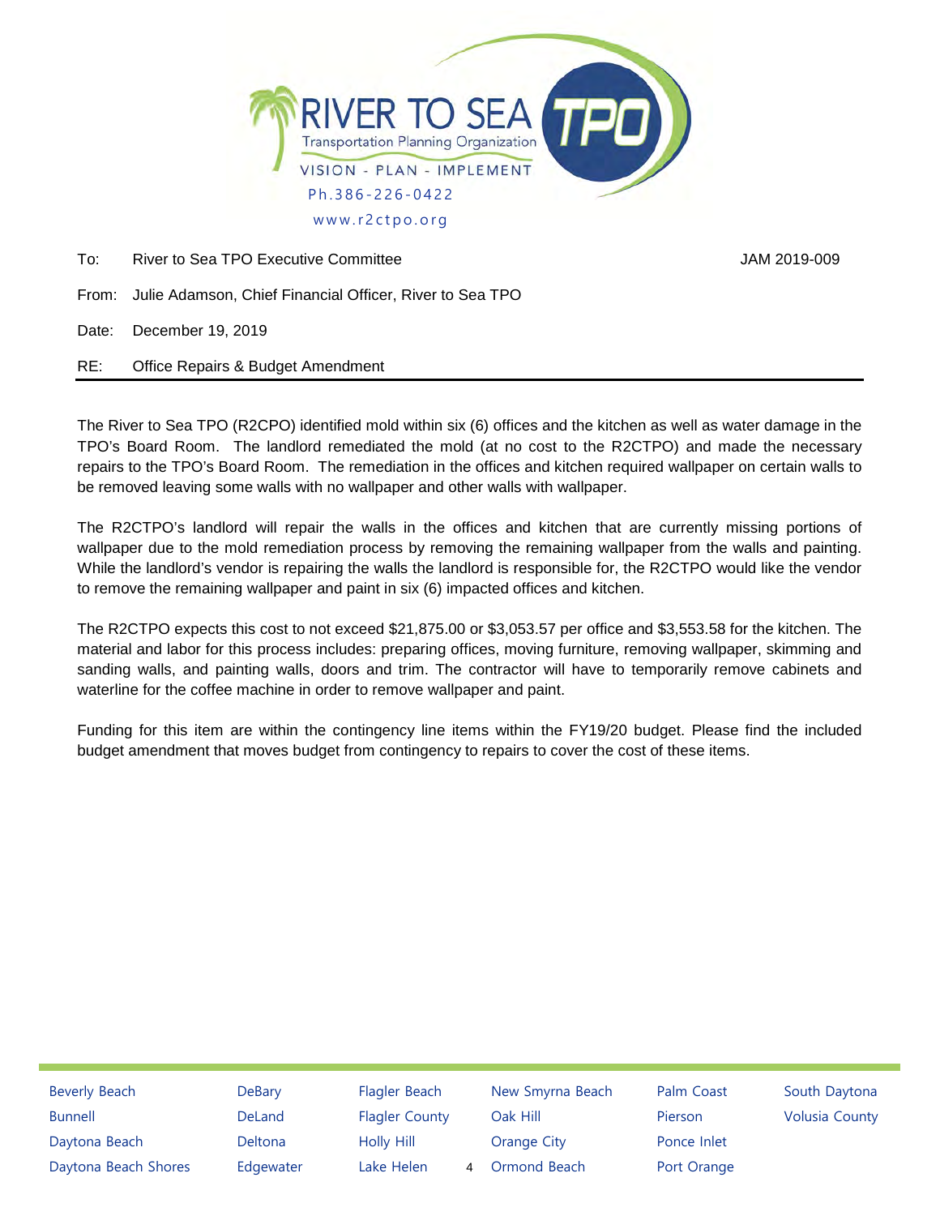RIVER TO SEA TPO
Transportation Planning Organization
VISION - PLAN - IMPLEMENT
Ph.386-226-0422
www.r2ctpo.org

To: River to Sea TPO Executive Committee JAM 2019-009

From: Julie Adamson, Chief Financial Officer, River to Sea TPO

Date: December 19, 2019

RE: Office Repairs & Budget Amendment

---

The River to Sea TPO (R2CPO) identified mold within six (6) offices and the kitchen as well as water damage in the TPO's Board Room. The landlord remediated the mold (at no cost to the R2CTPO) and made the necessary repairs to the TPO's Board Room. The remediation in the offices and kitchen required wallpaper on certain walls to be removed leaving some walls with no wallpaper and other walls with wallpaper.

The R2CTPO's landlord will repair the walls in the offices and kitchen that are currently missing portions of wallpaper due to the mold remediation process by removing the remaining wallpaper from the walls and painting. While the landlord's vendor is repairing the walls the landlord is responsible for, the R2CTPO would like the vendor to remove the remaining wallpaper and paint in six (6) impacted offices and kitchen.

The R2CTPO expects this cost to not exceed $21,875.00 or $3,053.57 per office and $3,553.58 for the kitchen. The material and labor for this process includes: preparing offices, moving furniture, removing wallpaper, skimming and sanding walls, and painting walls, doors and trim. The contractor will have to temporarily remove cabinets and waterline for the coffee machine in order to remove wallpaper and paint.

Funding for this item are within the contingency line items within the FY19/20 budget. Please find the included budget amendment that moves budget from contingency to repairs to cover the cost of these items.

Beverly Beach, Bunnell, Daytona Beach, Daytona Beach Shores, DeBary, DeLand, Deltona, Edgewater, Flagler Beach, Flagler County, Holly Hill, Lake Helen, New Smyrna Beach, Oak Hill, Orange City, Ormond Beach, Palm Coast, Pierson, Ponce Inlet, Port Orange, South Daytona, Volusia County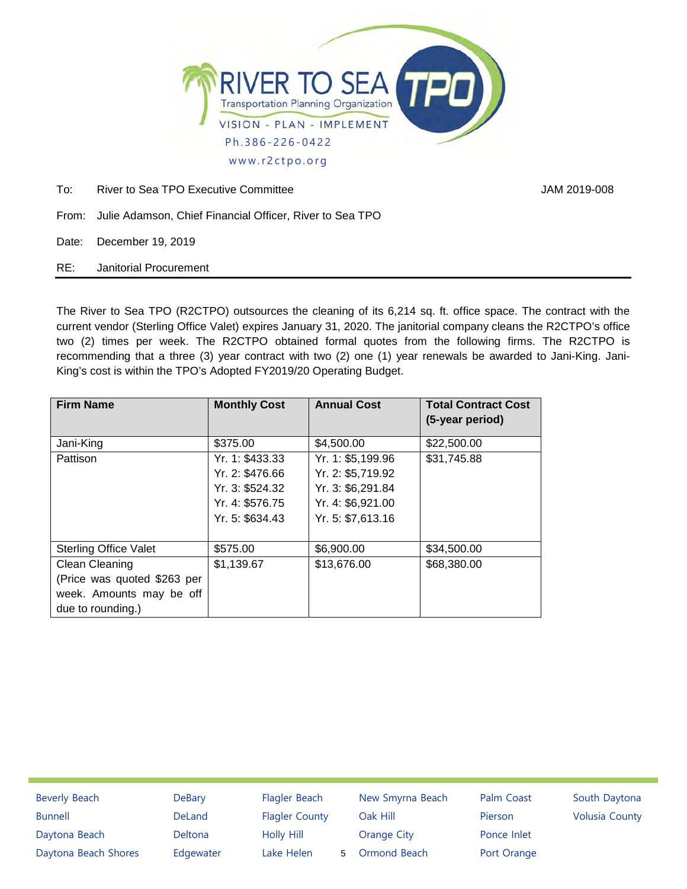RIVER TO SEA TPO
Transportation Planning Organization
VISION - PLAN - IMPLEMENT
Ph.386-226-0422
www.r2ctpo.org

To: River to Sea TPO Executive Committee JAM 2019-008

From: Julie Adamson, Chief Financial Officer, River to Sea TPO

Date: December 19, 2019

RE: Janitorial Procurement

---

The River to Sea TPO (R2CTPO) outsources the cleaning of its 6,214 sq. ft. office space. The contract with the current vendor (Sterling Office Valet) expires January 31, 2020. The janitorial company cleans the R2CTPO's office two (2) times per week. The R2CTPO obtained formal quotes from the following firms. The R2CTPO is recommending that a three (3) year contract with two (2) one (1) year renewals be awarded to Jani-King. Jani-King's cost is within the TPO's Adopted FY2019/20 Operating Budget.

| Firm Name | Monthly Cost | Annual Cost | Total Contract Cost (5-year period) |
|---|---|---|---|
| Jani-King | $375.00 | $4,500.00 | $22,500.00 |
| Pattison | Yr. 1: $433.33<br>Yr. 2: $476.66<br>Yr. 3: $524.32<br>Yr. 4: $576.75<br>Yr. 5: $634.43 | Yr. 1: $5,199.96<br>Yr. 2: $5,719.92<br>Yr. 3: $6,291.84<br>Yr. 4: $6,921.00<br>Yr. 5: $7,613.16 | $31,745.88 |
| Sterling Office Valet | $575.00 | $6,900.00 | $34,500.00 |
| Clean Cleaning (Price was quoted $263 per week. Amounts may be off due to rounding.) | $1,139.67 | $13,676.00 | $68,380.00 |

Beverly Beach, Bunnell, Daytona Beach, Daytona Beach Shores, DeBary, DeLand, Deltona, Edgewater, Flagler Beach, Flagler County, Holly Hill, Lake Helen, New Smyrna Beach, Oak Hill, Orange City, Ormond Beach, Palm Coast, Pierson, Ponce Inlet, Port Orange, South Daytona, Volusia County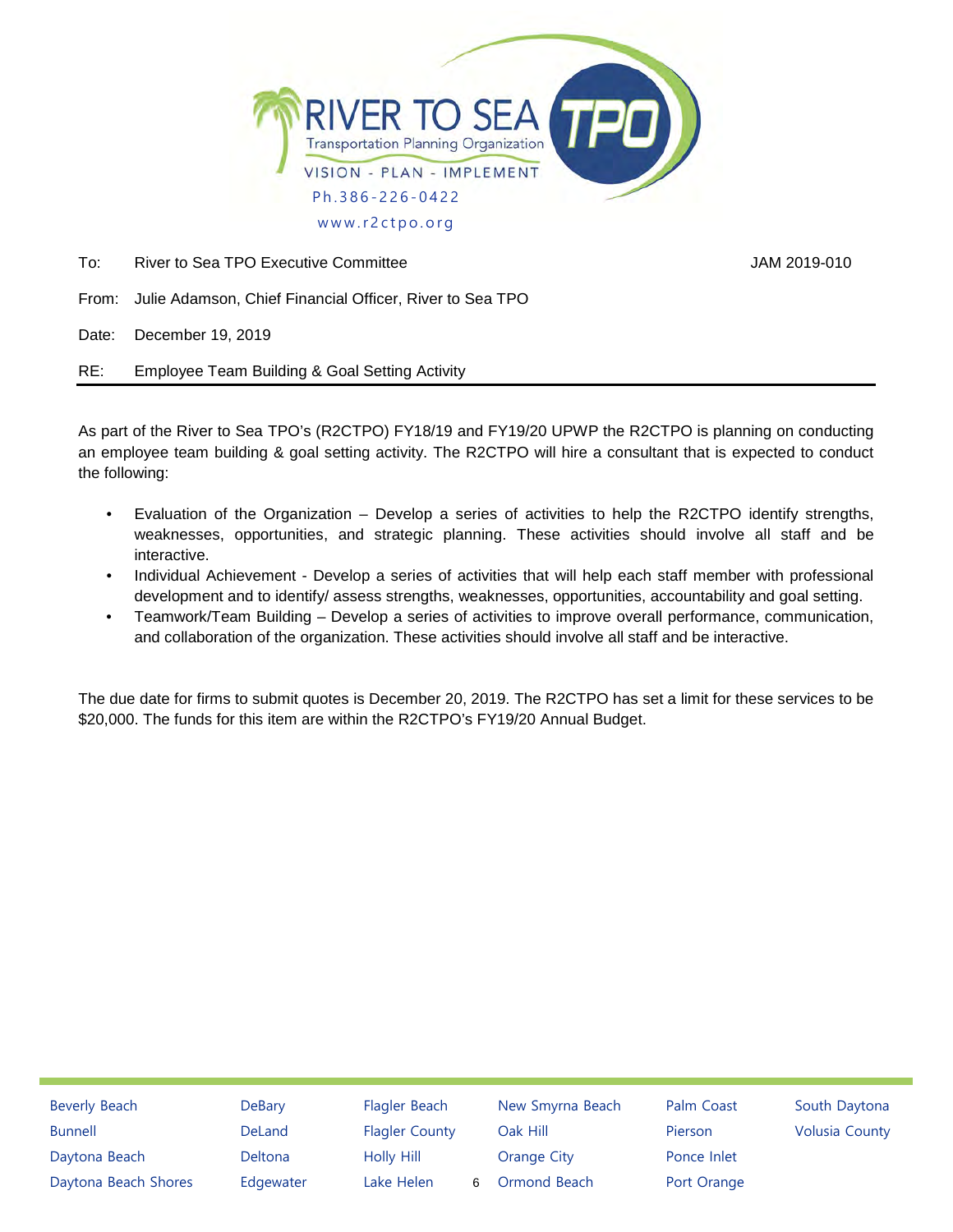RIVER TO SEA TPO
Transportation Planning Organization
VISION - PLAN - IMPLEMENT
Ph.386-226-0422
www.r2ctpo.org

To: River to Sea TPO Executive Committee JAM 2019-010

From: Julie Adamson, Chief Financial Officer, River to Sea TPO

Date: December 19, 2019

RE: Employee Team Building & Goal Setting Activity

---

As part of the River to Sea TPO's (R2CTPO) FY18/19 and FY19/20 UPWP the R2CTPO is planning on conducting an employee team building & goal setting activity. The R2CTPO will hire a consultant that is expected to conduct the following:

- Evaluation of the Organization – Develop a series of activities to help the R2CTPO identify strengths, weaknesses, opportunities, and strategic planning. These activities should involve all staff and be interactive.
- Individual Achievement - Develop a series of activities that will help each staff member with professional development and to identify/ assess strengths, weaknesses, opportunities, accountability and goal setting.
- Teamwork/Team Building – Develop a series of activities to improve overall performance, communication, and collaboration of the organization. These activities should involve all staff and be interactive.

The due date for firms to submit quotes is December 20, 2019. The R2CTPO has set a limit for these services to be $20,000. The funds for this item are within the R2CTPO's FY19/20 Annual Budget.

Beverly Beach, Bunnell, Daytona Beach, Daytona Beach Shores, DeBary, DeLand, Deltona, Edgewater, Flagler Beach, Flagler County, Holly Hill, Lake Helen, New Smyrna Beach, Oak Hill, Orange City, Ormond Beach, Palm Coast, Pierson, Ponce Inlet, Port Orange, South Daytona, Volusia County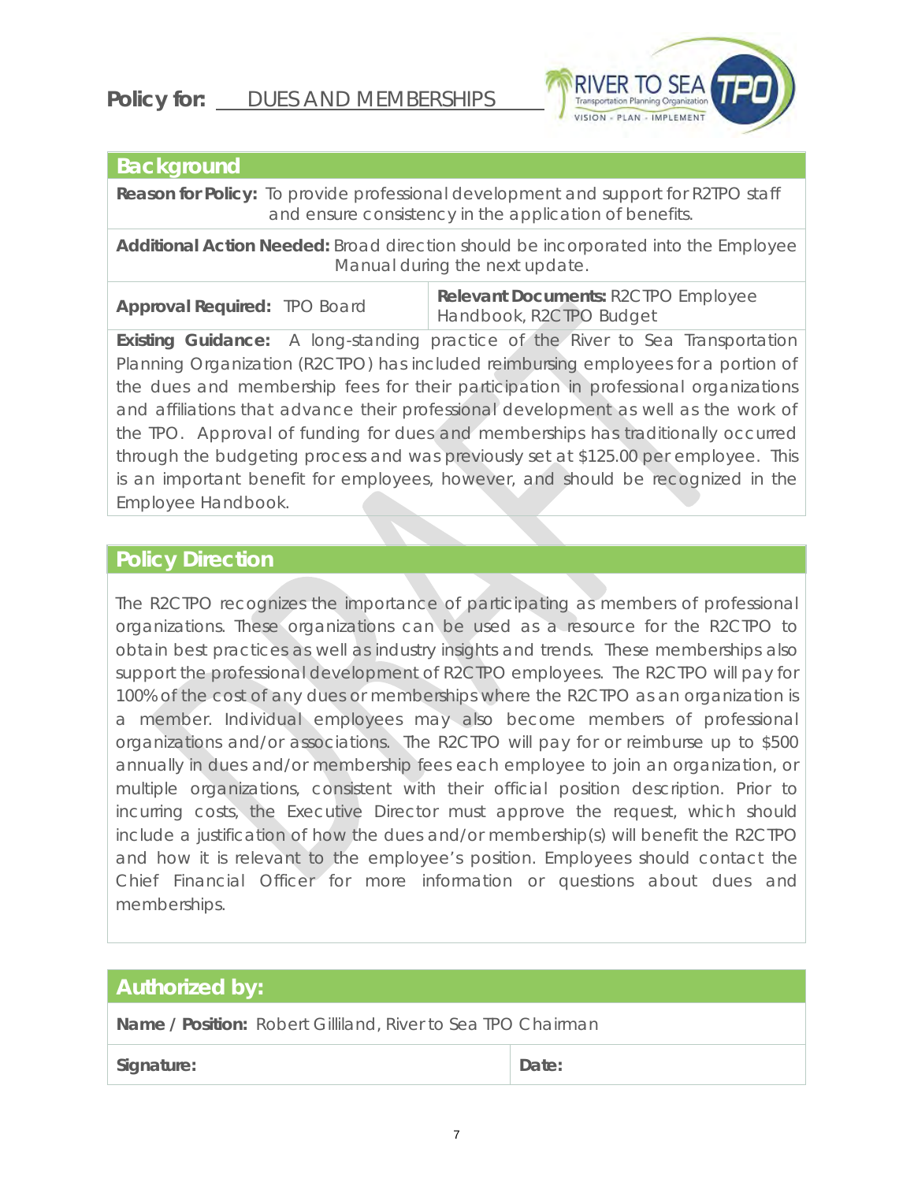**Policy for:** DUES AND MEMBERSHIPS

## Background

**Reason for Policy:** To provide professional development and support for R2TPO staff and ensure consistency in the application of benefits.

**Additional Action Needed:** Broad direction should be incorporated into the Employee Manual during the next update.

| **Approval Required:** TPO Board | **Relevant Documents:** R2CTPO Employee Handbook, R2CTPO Budget |
|---|---|

**Existing Guidance:** A long-standing practice of the River to Sea Transportation Planning Organization (R2CTPO) has included reimbursing employees for a portion of the dues and membership fees for their participation in professional organizations and affiliations that advance their professional development as well as the work of the TPO. Approval of funding for dues and memberships has traditionally occurred through the budgeting process and was previously set at $125.00 per employee. This is an important benefit for employees, however, and should be recognized in the Employee Handbook.

## Policy Direction

The R2CTPO recognizes the importance of participating as members of professional organizations. These organizations can be used as a resource for the R2CTPO to obtain best practices as well as industry insights and trends. These memberships also support the professional development of R2CTPO employees. The R2CTPO will pay for 100% of the cost of any dues or memberships where the R2CTPO as an organization is a member. Individual employees may also become members of professional organizations and/or associations. The R2CTPO will pay for or reimburse up to $500 annually in dues and/or membership fees each employee to join an organization, or multiple organizations, consistent with their official position description. Prior to incurring costs, the Executive Director must approve the request, which should include a justification of how the dues and/or membership(s) will benefit the R2CTPO and how it is relevant to the employee's position. Employees should contact the Chief Financial Officer for more information or questions about dues and memberships.

## Authorized by:

**Name / Position:** Robert Gilliland, River to Sea TPO Chairman

| **Signature:** | **Date:** |
|---|---|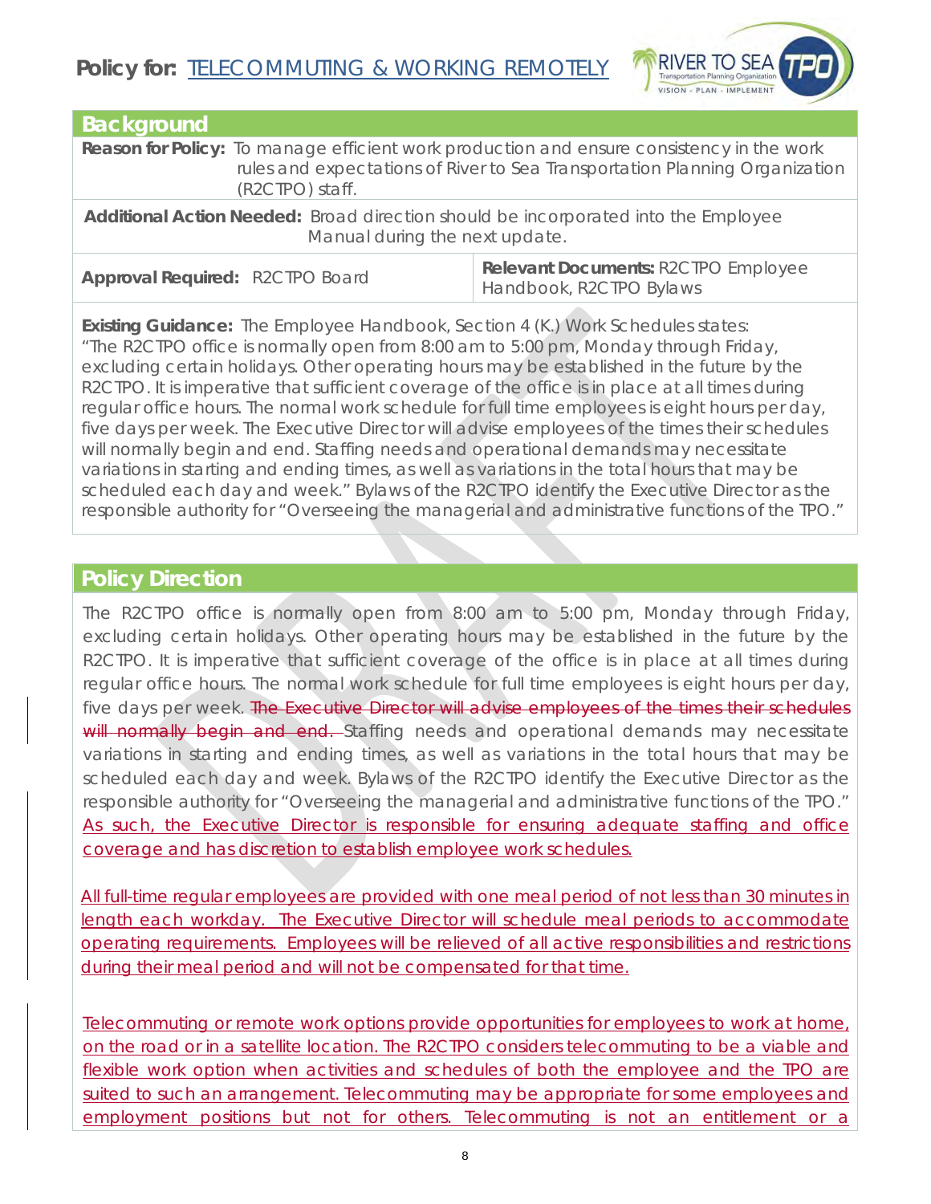# Policy for: TELECOMMUTING & WORKING REMOTELY

## Background

**Reason for Policy:** To manage efficient work production and ensure consistency in the work rules and expectations of River to Sea Transportation Planning Organization (R2CTPO) staff.

**Additional Action Needed:** Broad direction should be incorporated into the Employee Manual during the next update.

| **Approval Required:** R2CTPO Board | **Relevant Documents:** R2CTPO Employee Handbook, R2CTPO Bylaws |
|---|---|

**Existing Guidance:** The Employee Handbook, Section 4 (K.) Work Schedules states: "The R2CTPO office is normally open from 8:00 am to 5:00 pm, Monday through Friday, excluding certain holidays. Other operating hours may be established in the future by the R2CTPO. It is imperative that sufficient coverage of the office is in place at all times during regular office hours. The normal work schedule for full time employees is eight hours per day, five days per week. The Executive Director will advise employees of the times their schedules will normally begin and end. Staffing needs and operational demands may necessitate variations in starting and ending times, as well as variations in the total hours that may be scheduled each day and week." Bylaws of the R2CTPO identify the Executive Director as the responsible authority for "Overseeing the managerial and administrative functions of the TPO."

## Policy Direction

The R2CTPO office is normally open from 8:00 am to 5:00 pm, Monday through Friday, excluding certain holidays. Other operating hours may be established in the future by the R2CTPO. It is imperative that sufficient coverage of the office is in place at all times during regular office hours. The normal work schedule for full time employees is eight hours per day, five days per week. ~~The Executive Director will advise employees of the times their schedules will normally begin and end.~~ Staffing needs and operational demands may necessitate variations in starting and ending times, as well as variations in the total hours that may be scheduled each day and week. Bylaws of the R2CTPO identify the Executive Director as the responsible authority for "Overseeing the managerial and administrative functions of the TPO." <u>As such, the Executive Director is responsible for ensuring adequate staffing and office coverage and has discretion to establish employee work schedules.</u>

<u>All full-time regular employees are provided with one meal period of not less than 30 minutes in length each workday. The Executive Director will schedule meal periods to accommodate operating requirements. Employees will be relieved of all active responsibilities and restrictions during their meal period and will not be compensated for that time.</u>

<u>Telecommuting or remote work options provide opportunities for employees to work at home, on the road or in a satellite location. The R2CTPO considers telecommuting to be a viable and flexible work option when activities and schedules of both the employee and the TPO are suited to such an arrangement. Telecommuting may be appropriate for some employees and employment positions but not for others. Telecommuting is not an entitlement or a</u>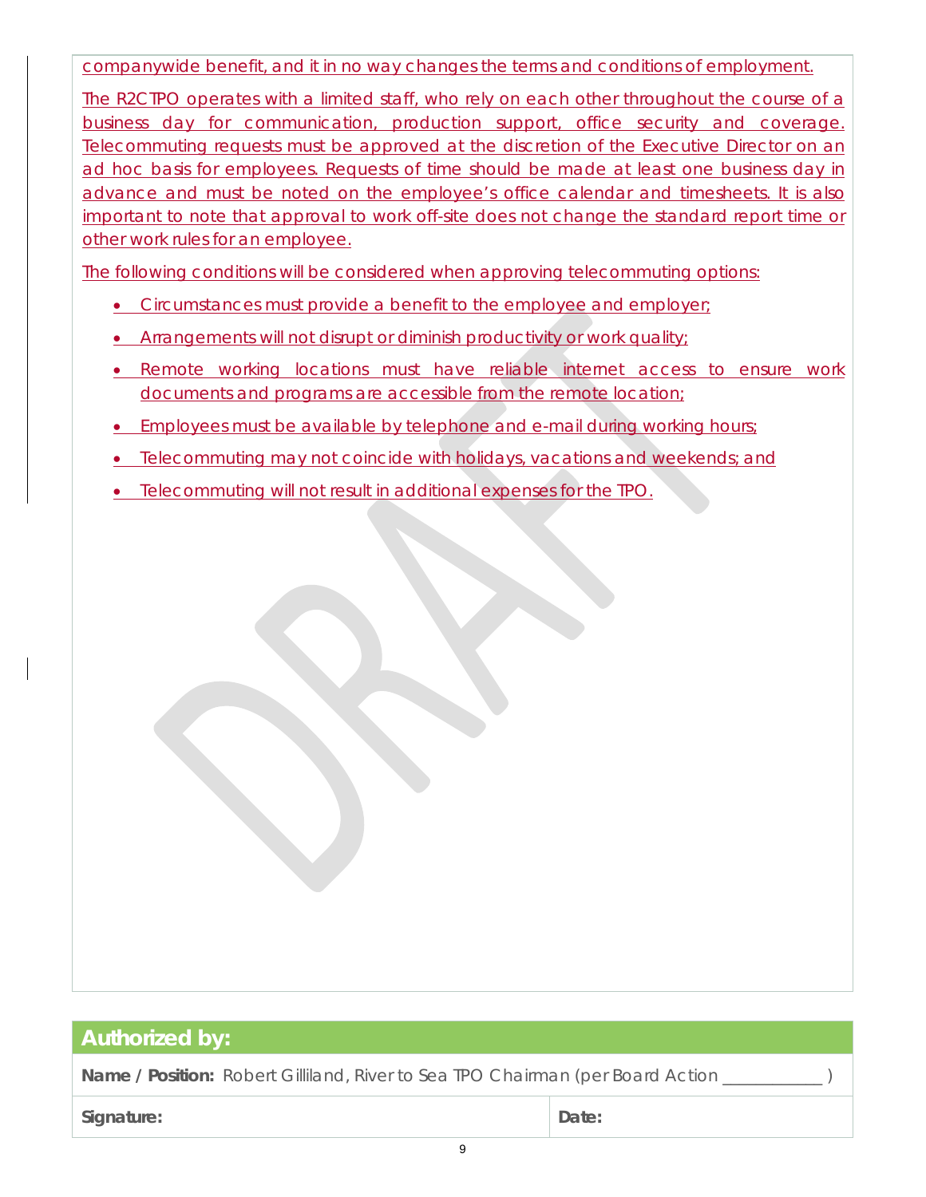companywide benefit, and it in no way changes the terms and conditions of employment.

The R2CTPO operates with a limited staff, who rely on each other throughout the course of a business day for communication, production support, office security and coverage. Telecommuting requests must be approved at the discretion of the Executive Director on an ad hoc basis for employees. Requests of time should be made at least one business day in advance and must be noted on the employee's office calendar and timesheets. It is also important to note that approval to work off-site does not change the standard report time or other work rules for an employee.

The following conditions will be considered when approving telecommuting options:

- Circumstances must provide a benefit to the employee and employer;
- Arrangements will not disrupt or diminish productivity or work quality;
- Remote working locations must have reliable internet access to ensure work documents and programs are accessible from the remote location;
- Employees must be available by telephone and e-mail during working hours;
- Telecommuting may not coincide with holidays, vacations and weekends; and
- Telecommuting will not result in additional expenses for the TPO.

| **Authorized by:** | |
|---|---|
| **Name / Position:** Robert Gilliland, River to Sea TPO Chairman (per Board Action ___________ ) | |
| **Signature:** | **Date:** |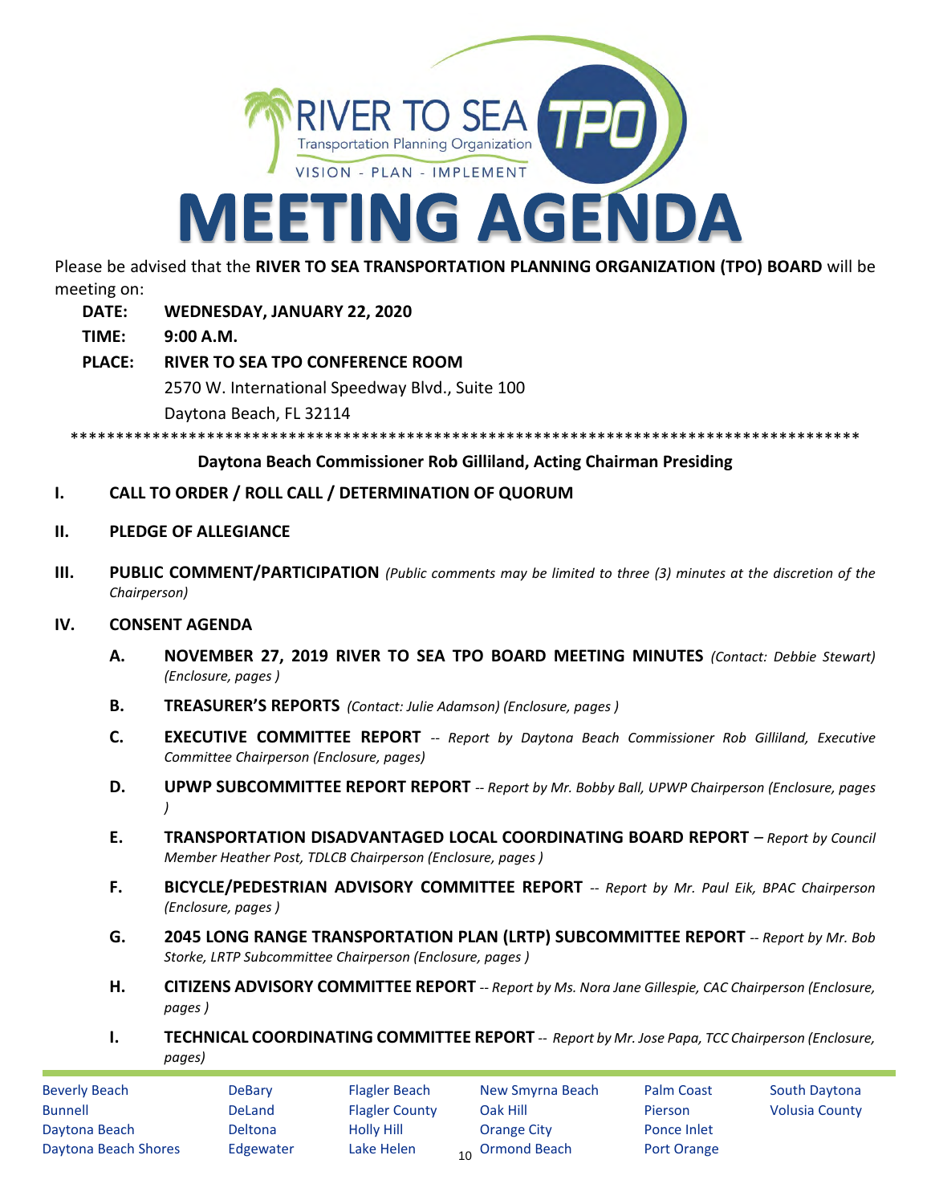# MEETING AGENDA

Please be advised that the **RIVER TO SEA TRANSPORTATION PLANNING ORGANIZATION (TPO) BOARD** will be meeting on:

**DATE:** **WEDNESDAY, JANUARY 22, 2020**

**TIME:** **9:00 A.M.**

**PLACE:** **RIVER TO SEA TPO CONFERENCE ROOM**
2570 W. International Speedway Blvd., Suite 100
Daytona Beach, FL 32114

*****************************************************************************************

**Daytona Beach Commissioner Rob Gilliland, Acting Chairman Presiding**

**I. CALL TO ORDER / ROLL CALL / DETERMINATION OF QUORUM**

**II. PLEDGE OF ALLEGIANCE**

**III. PUBLIC COMMENT/PARTICIPATION** *(Public comments may be limited to three (3) minutes at the discretion of the Chairperson)*

**IV. CONSENT AGENDA**

**A. NOVEMBER 27, 2019 RIVER TO SEA TPO BOARD MEETING MINUTES** *(Contact: Debbie Stewart) (Enclosure, pages )*

**B. TREASURER'S REPORTS** *(Contact: Julie Adamson) (Enclosure, pages )*

**C. EXECUTIVE COMMITTEE REPORT** *-- Report by Daytona Beach Commissioner Rob Gilliland, Executive Committee Chairperson (Enclosure, pages)*

**D. UPWP SUBCOMMITTEE REPORT REPORT** *-- Report by Mr. Bobby Ball, UPWP Chairperson (Enclosure, pages )*

**E. TRANSPORTATION DISADVANTAGED LOCAL COORDINATING BOARD REPORT** *– Report by Council Member Heather Post, TDLCB Chairperson (Enclosure, pages )*

**F. BICYCLE/PEDESTRIAN ADVISORY COMMITTEE REPORT** *-- Report by Mr. Paul Eik, BPAC Chairperson (Enclosure, pages )*

**G. 2045 LONG RANGE TRANSPORTATION PLAN (LRTP) SUBCOMMITTEE REPORT** *-- Report by Mr. Bob Storke, LRTP Subcommittee Chairperson (Enclosure, pages )*

**H. CITIZENS ADVISORY COMMITTEE REPORT** *-- Report by Ms. Nora Jane Gillespie, CAC Chairperson (Enclosure, pages )*

**I. TECHNICAL COORDINATING COMMITTEE REPORT** *-- Report by Mr. Jose Papa, TCC Chairperson (Enclosure, pages)*

Beverly Beach, Bunnell, Daytona Beach, Daytona Beach Shores, DeBary, DeLand, Deltona, Edgewater, Flagler Beach, Flagler County, Holly Hill, Lake Helen, New Smyrna Beach, Oak Hill, Orange City, Ormond Beach, Palm Coast, Pierson, Ponce Inlet, Port Orange, South Daytona, Volusia County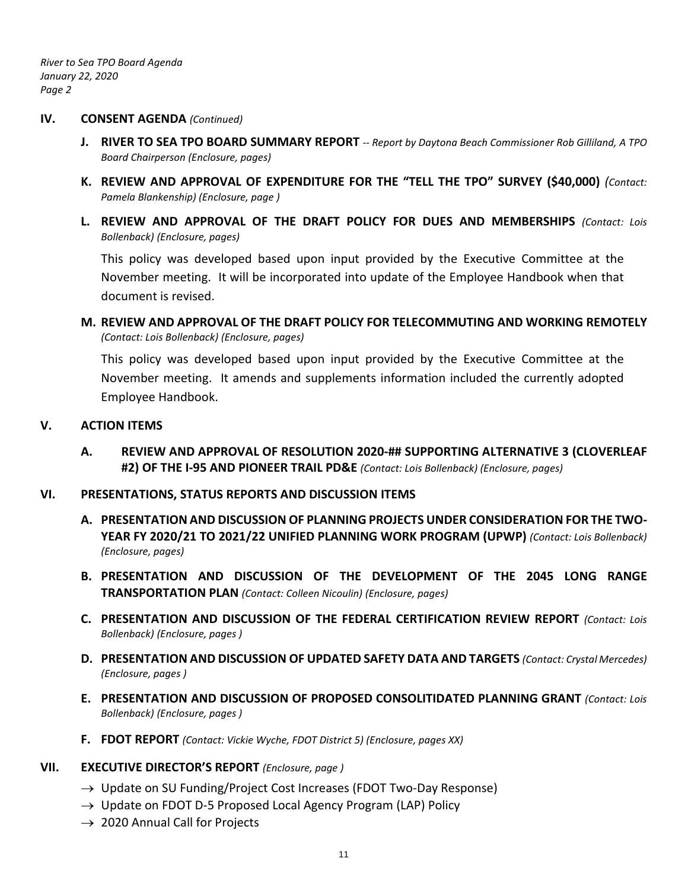## IV. CONSENT AGENDA *(Continued)*

**J. RIVER TO SEA TPO BOARD SUMMARY REPORT** *-- Report by Daytona Beach Commissioner Rob Gilliland, A TPO Board Chairperson (Enclosure, pages)*

**K. REVIEW AND APPROVAL OF EXPENDITURE FOR THE "TELL THE TPO" SURVEY ($40,000)** *(Contact: Pamela Blankenship) (Enclosure, page )*

**L. REVIEW AND APPROVAL OF THE DRAFT POLICY FOR DUES AND MEMBERSHIPS** *(Contact: Lois Bollenback) (Enclosure, pages)*

This policy was developed based upon input provided by the Executive Committee at the November meeting. It will be incorporated into update of the Employee Handbook when that document is revised.

**M. REVIEW AND APPROVAL OF THE DRAFT POLICY FOR TELECOMMUTING AND WORKING REMOTELY** *(Contact: Lois Bollenback) (Enclosure, pages)*

This policy was developed based upon input provided by the Executive Committee at the November meeting. It amends and supplements information included the currently adopted Employee Handbook.

## V. ACTION ITEMS

**A. REVIEW AND APPROVAL OF RESOLUTION 2020-## SUPPORTING ALTERNATIVE 3 (CLOVERLEAF #2) OF THE I-95 AND PIONEER TRAIL PD&E** *(Contact: Lois Bollenback) (Enclosure, pages)*

## VI. PRESENTATIONS, STATUS REPORTS AND DISCUSSION ITEMS

**A. PRESENTATION AND DISCUSSION OF PLANNING PROJECTS UNDER CONSIDERATION FOR THE TWO-YEAR FY 2020/21 TO 2021/22 UNIFIED PLANNING WORK PROGRAM (UPWP)** *(Contact: Lois Bollenback) (Enclosure, pages)*

**B. PRESENTATION AND DISCUSSION OF THE DEVELOPMENT OF THE 2045 LONG RANGE TRANSPORTATION PLAN** *(Contact: Colleen Nicoulin) (Enclosure, pages)*

**C. PRESENTATION AND DISCUSSION OF THE FEDERAL CERTIFICATION REVIEW REPORT** *(Contact: Lois Bollenback) (Enclosure, pages )*

**D. PRESENTATION AND DISCUSSION OF UPDATED SAFETY DATA AND TARGETS** *(Contact: Crystal Mercedes) (Enclosure, pages )*

**E. PRESENTATION AND DISCUSSION OF PROPOSED CONSOLITIDATED PLANNING GRANT** *(Contact: Lois Bollenback) (Enclosure, pages )*

**F. FDOT REPORT** *(Contact: Vickie Wyche, FDOT District 5) (Enclosure, pages XX)*

## VII. EXECUTIVE DIRECTOR'S REPORT *(Enclosure, page )*

→ Update on SU Funding/Project Cost Increases (FDOT Two-Day Response)
→ Update on FDOT D-5 Proposed Local Agency Program (LAP) Policy
→ 2020 Annual Call for Projects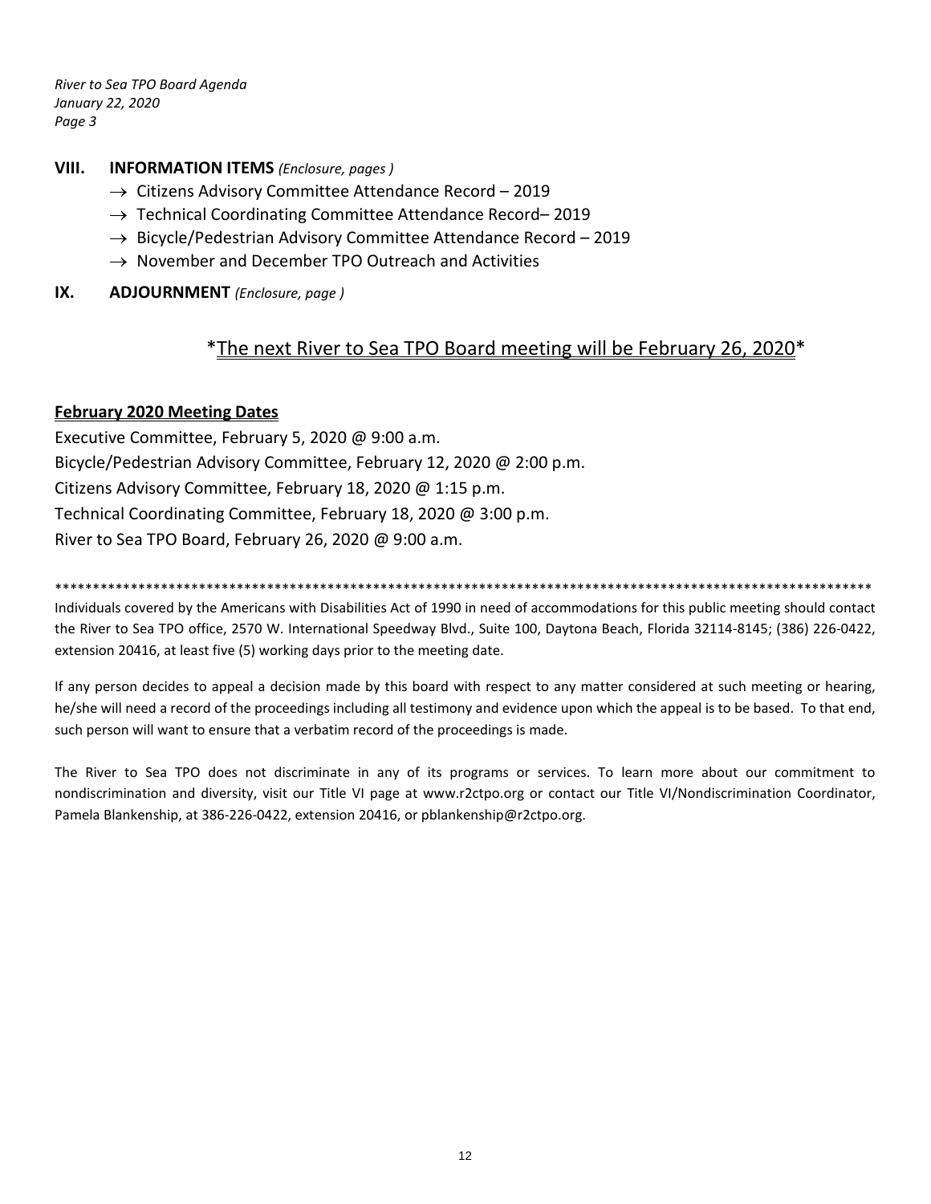## VIII. INFORMATION ITEMS *(Enclosure, pages )*

- → Citizens Advisory Committee Attendance Record – 2019
- → Technical Coordinating Committee Attendance Record– 2019
- → Bicycle/Pedestrian Advisory Committee Attendance Record – 2019
- → November and December TPO Outreach and Activities

## IX. ADJOURNMENT *(Enclosure, page )*

\*The next River to Sea TPO Board meeting will be February 26, 2020\*

**February 2020 Meeting Dates**

Executive Committee, February 5, 2020 @ 9:00 a.m.
Bicycle/Pedestrian Advisory Committee, February 12, 2020 @ 2:00 p.m.
Citizens Advisory Committee, February 18, 2020 @ 1:15 p.m.
Technical Coordinating Committee, February 18, 2020 @ 3:00 p.m.
River to Sea TPO Board, February 26, 2020 @ 9:00 a.m.

\*\*\*\*\*\*\*\*\*\*\*\*\*\*\*\*\*\*\*\*\*\*\*\*\*\*\*\*\*\*\*\*\*\*\*\*\*\*\*\*\*\*\*\*\*\*\*\*\*\*\*\*\*\*\*\*\*\*\*\*\*\*\*\*\*\*\*\*\*\*\*\*\*\*\*\*\*\*\*\*

Individuals covered by the Americans with Disabilities Act of 1990 in need of accommodations for this public meeting should contact the River to Sea TPO office, 2570 W. International Speedway Blvd., Suite 100, Daytona Beach, Florida 32114-8145; (386) 226-0422, extension 20416, at least five (5) working days prior to the meeting date.

If any person decides to appeal a decision made by this board with respect to any matter considered at such meeting or hearing, he/she will need a record of the proceedings including all testimony and evidence upon which the appeal is to be based. To that end, such person will want to ensure that a verbatim record of the proceedings is made.

The River to Sea TPO does not discriminate in any of its programs or services. To learn more about our commitment to nondiscrimination and diversity, visit our Title VI page at www.r2ctpo.org or contact our Title VI/Nondiscrimination Coordinator, Pamela Blankenship, at 386-226-0422, extension 20416, or pblankenship@r2ctpo.org.